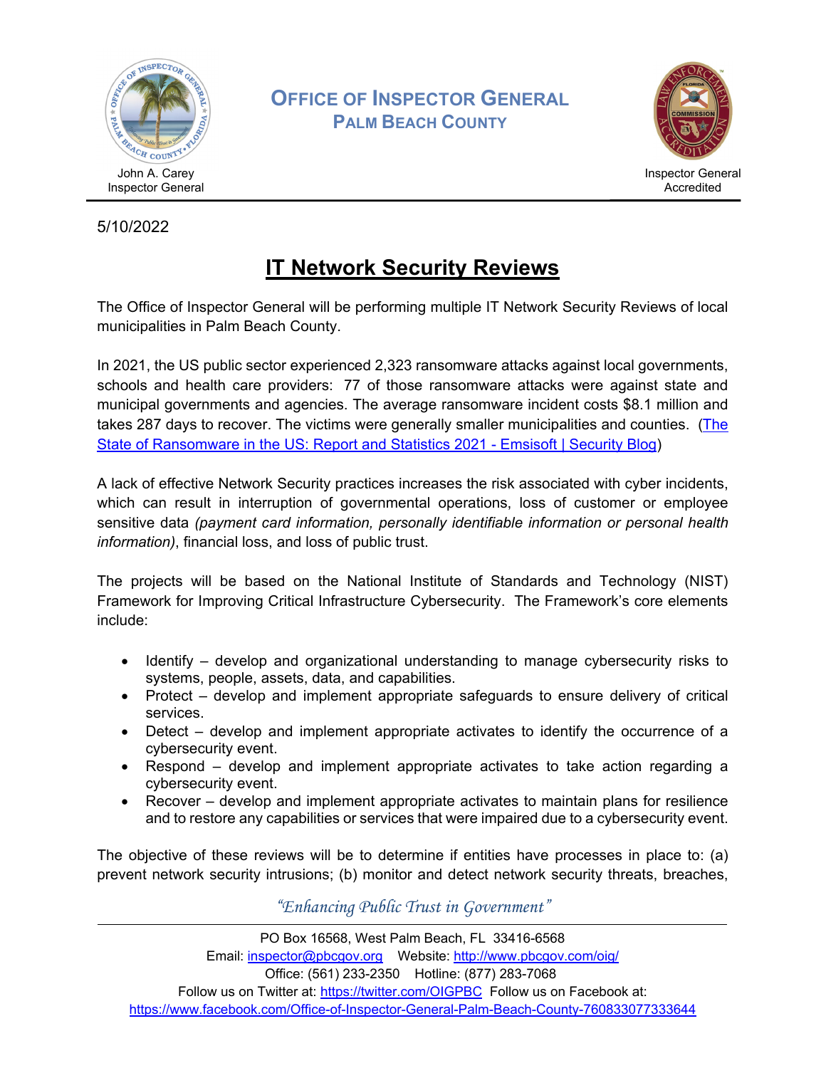# OFFICE OF INSPECTOR GENERAL
## PALM BEACH COUNTY

John A. Carey
Inspector General

Inspector General
Accredited

5/10/2022

# IT Network Security Reviews

The Office of Inspector General will be performing multiple IT Network Security Reviews of local municipalities in Palm Beach County.

In 2021, the US public sector experienced 2,323 ransomware attacks against local governments, schools and health care providers: 77 of those ransomware attacks were against state and municipal governments and agencies. The average ransomware incident costs $8.1 million and takes 287 days to recover. The victims were generally smaller municipalities and counties. ([The State of Ransomware in the US: Report and Statistics 2021 - Emsisoft | Security Blog](The State of Ransomware in the US: Report and Statistics 2021 - Emsisoft | Security Blog))

A lack of effective Network Security practices increases the risk associated with cyber incidents, which can result in interruption of governmental operations, loss of customer or employee sensitive data *(payment card information, personally identifiable information or personal health information)*, financial loss, and loss of public trust.

The projects will be based on the National Institute of Standards and Technology (NIST) Framework for Improving Critical Infrastructure Cybersecurity. The Framework's core elements include:

- Identify – develop and organizational understanding to manage cybersecurity risks to systems, people, assets, data, and capabilities.
- Protect – develop and implement appropriate safeguards to ensure delivery of critical services.
- Detect – develop and implement appropriate activates to identify the occurrence of a cybersecurity event.
- Respond – develop and implement appropriate activates to take action regarding a cybersecurity event.
- Recover – develop and implement appropriate activates to maintain plans for resilience and to restore any capabilities or services that were impaired due to a cybersecurity event.

The objective of these reviews will be to determine if entities have processes in place to: (a) prevent network security intrusions; (b) monitor and detect network security threats, breaches,

*"Enhancing Public Trust in Government"*

PO Box 16568, West Palm Beach, FL 33416-6568
Email: inspector@pbcgov.org Website: http://www.pbcgov.com/oig/
Office: (561) 233-2350 Hotline: (877) 283-7068
Follow us on Twitter at: https://twitter.com/OIGPBC Follow us on Facebook at:
https://www.facebook.com/Office-of-Inspector-General-Palm-Beach-County-760833077333644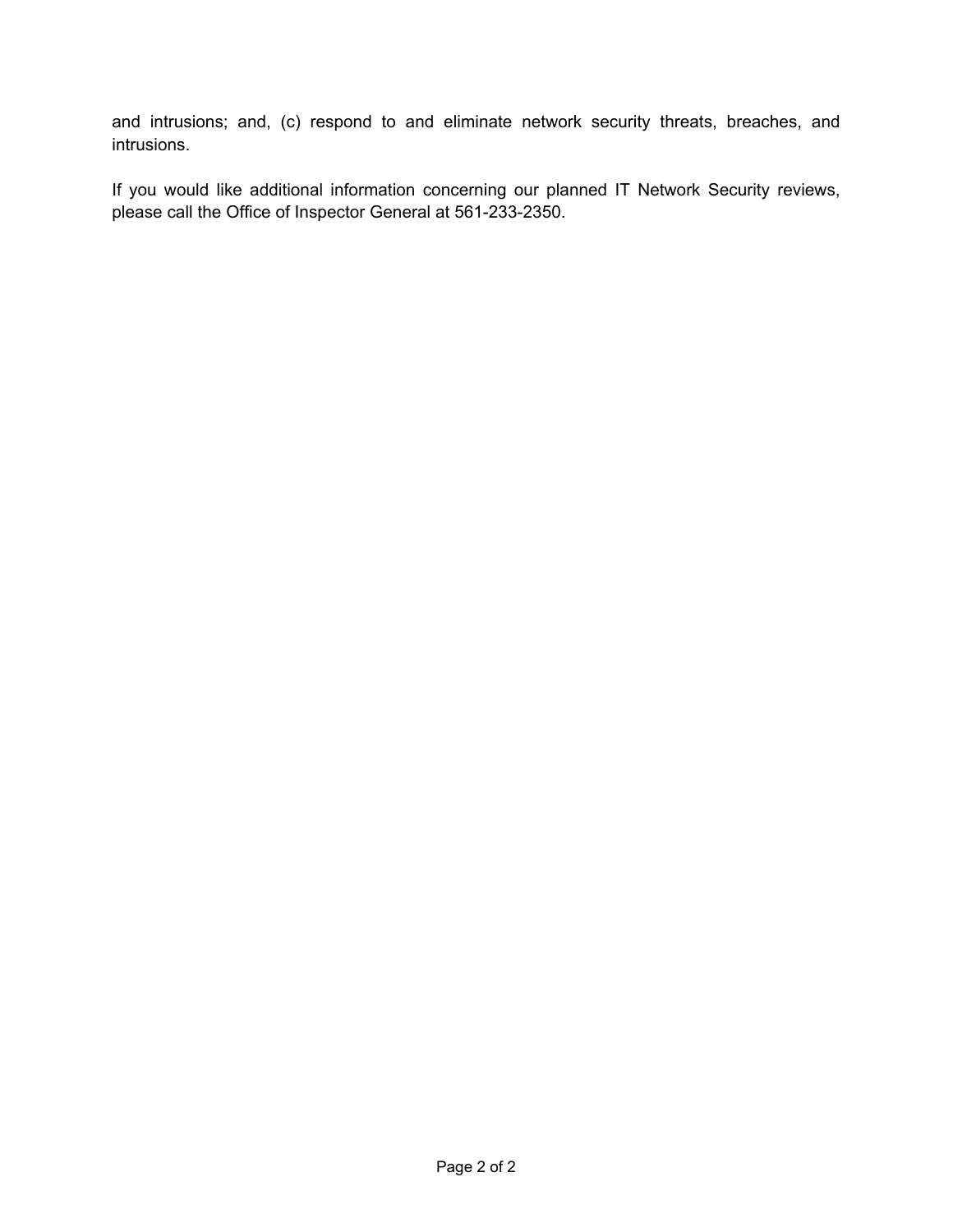and intrusions; and, (c) respond to and eliminate network security threats, breaches, and intrusions.

If you would like additional information concerning our planned IT Network Security reviews, please call the Office of Inspector General at 561-233-2350.